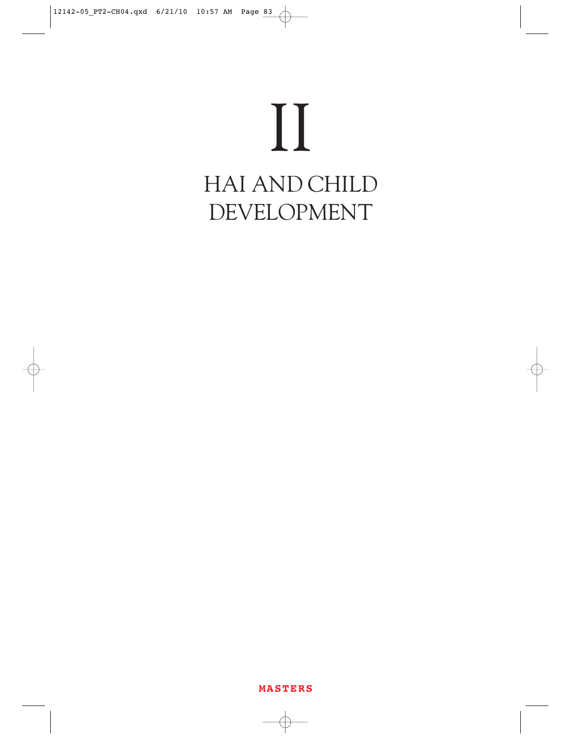# II

# HAI AND CHILD DEVELOPMENT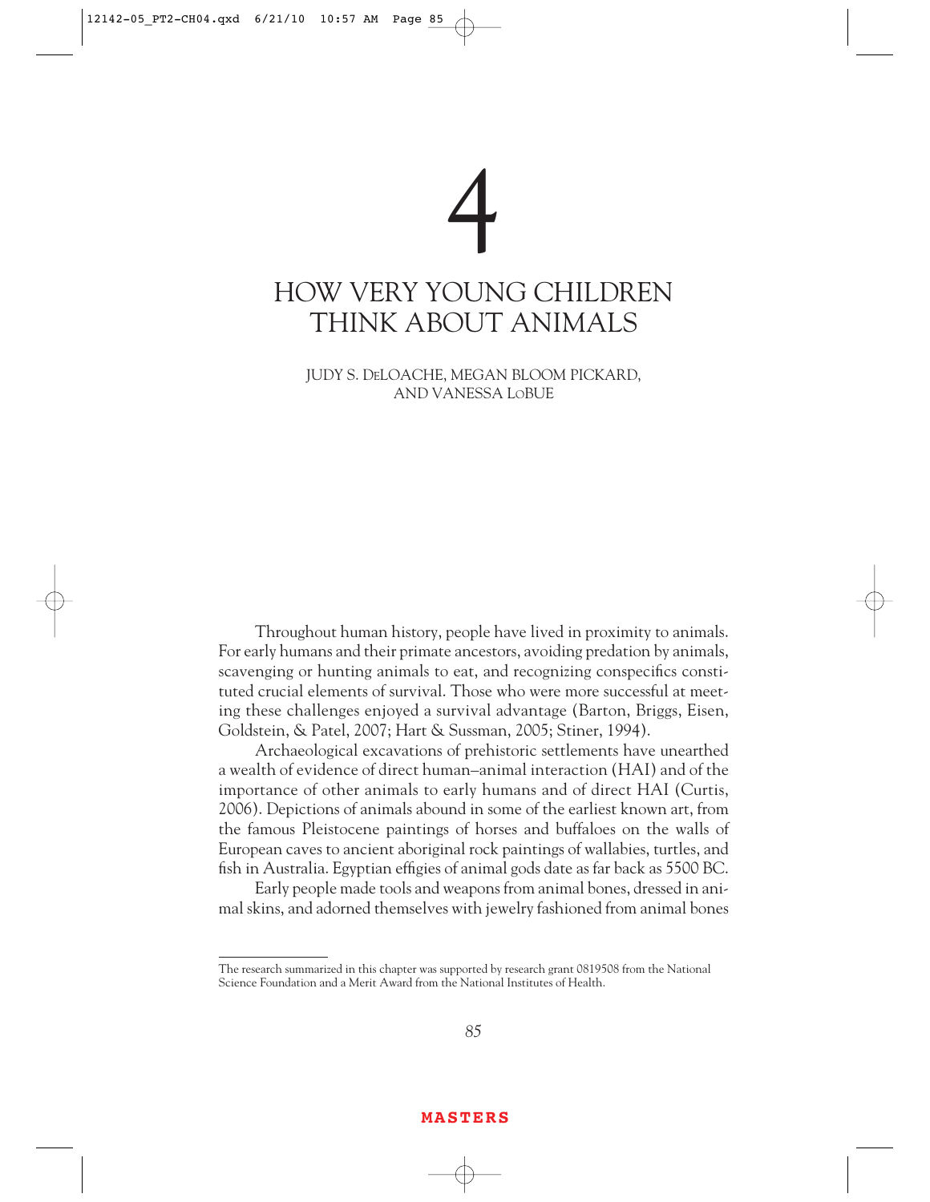# 4

# HOW VERY YOUNG CHILDREN THINK ABOUT ANIMALS

JUDY S. DeLOACHE, MEGAN BLOOM PICKARD, AND VANESSA LoBUE

Throughout human history, people have lived in proximity to animals. For early humans and their primate ancestors, avoiding predation by animals, scavenging or hunting animals to eat, and recognizing conspecifics constituted crucial elements of survival. Those who were more successful at meeting these challenges enjoyed a survival advantage (Barton, Briggs, Eisen, Goldstein, & Patel, 2007; Hart & Sussman, 2005; Stiner, 1994).

Archaeological excavations of prehistoric settlements have unearthed a wealth of evidence of direct human–animal interaction (HAI) and of the importance of other animals to early humans and of direct HAI (Curtis, 2006). Depictions of animals abound in some of the earliest known art, from the famous Pleistocene paintings of horses and buffaloes on the walls of European caves to ancient aboriginal rock paintings of wallabies, turtles, and fish in Australia. Egyptian effigies of animal gods date as far back as 5500 BC.

Early people made tools and weapons from animal bones, dressed in animal skins, and adorned themselves with jewelry fashioned from animal bones

---

The research summarized in this chapter was supported by research grant 0819508 from the National Science Foundation and a Merit Award from the National Institutes of Health.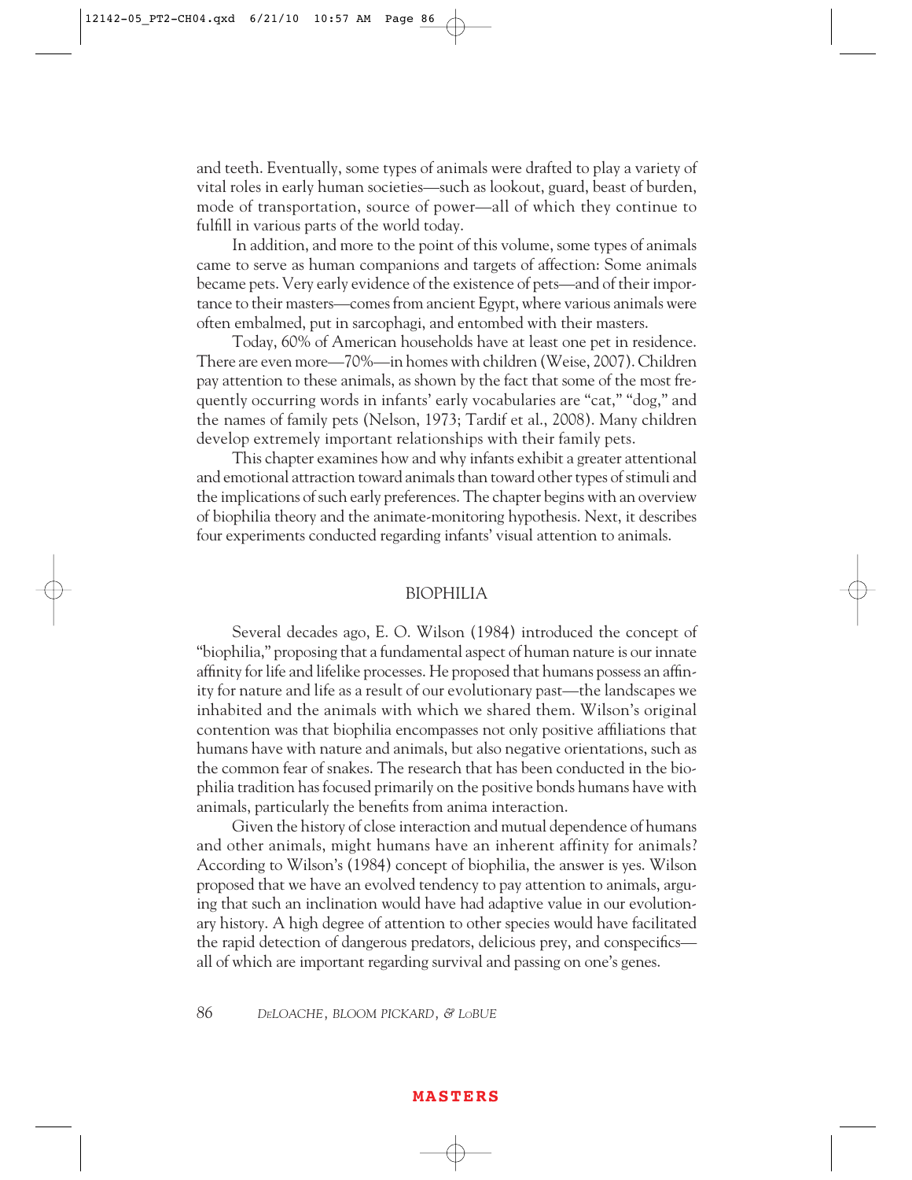and teeth. Eventually, some types of animals were drafted to play a variety of vital roles in early human societies—such as lookout, guard, beast of burden, mode of transportation, source of power—all of which they continue to fulfill in various parts of the world today.

In addition, and more to the point of this volume, some types of animals came to serve as human companions and targets of affection: Some animals became pets. Very early evidence of the existence of pets—and of their importance to their masters—comes from ancient Egypt, where various animals were often embalmed, put in sarcophagi, and entombed with their masters.

Today, 60% of American households have at least one pet in residence. There are even more—70%—in homes with children (Weise, 2007). Children pay attention to these animals, as shown by the fact that some of the most frequently occurring words in infants' early vocabularies are "cat," "dog," and the names of family pets (Nelson, 1973; Tardif et al., 2008). Many children develop extremely important relationships with their family pets.

This chapter examines how and why infants exhibit a greater attentional and emotional attraction toward animals than toward other types of stimuli and the implications of such early preferences. The chapter begins with an overview of biophilia theory and the animate-monitoring hypothesis. Next, it describes four experiments conducted regarding infants' visual attention to animals.

## BIOPHILIA

Several decades ago, E. O. Wilson (1984) introduced the concept of "biophilia," proposing that a fundamental aspect of human nature is our innate affinity for life and lifelike processes. He proposed that humans possess an affinity for nature and life as a result of our evolutionary past—the landscapes we inhabited and the animals with which we shared them. Wilson's original contention was that biophilia encompasses not only positive affiliations that humans have with nature and animals, but also negative orientations, such as the common fear of snakes. The research that has been conducted in the biophilia tradition has focused primarily on the positive bonds humans have with animals, particularly the benefits from anima interaction.

Given the history of close interaction and mutual dependence of humans and other animals, might humans have an inherent affinity for animals? According to Wilson's (1984) concept of biophilia, the answer is yes. Wilson proposed that we have an evolved tendency to pay attention to animals, arguing that such an inclination would have had adaptive value in our evolutionary history. A high degree of attention to other species would have facilitated the rapid detection of dangerous predators, delicious prey, and conspecifics—all of which are important regarding survival and passing on one's genes.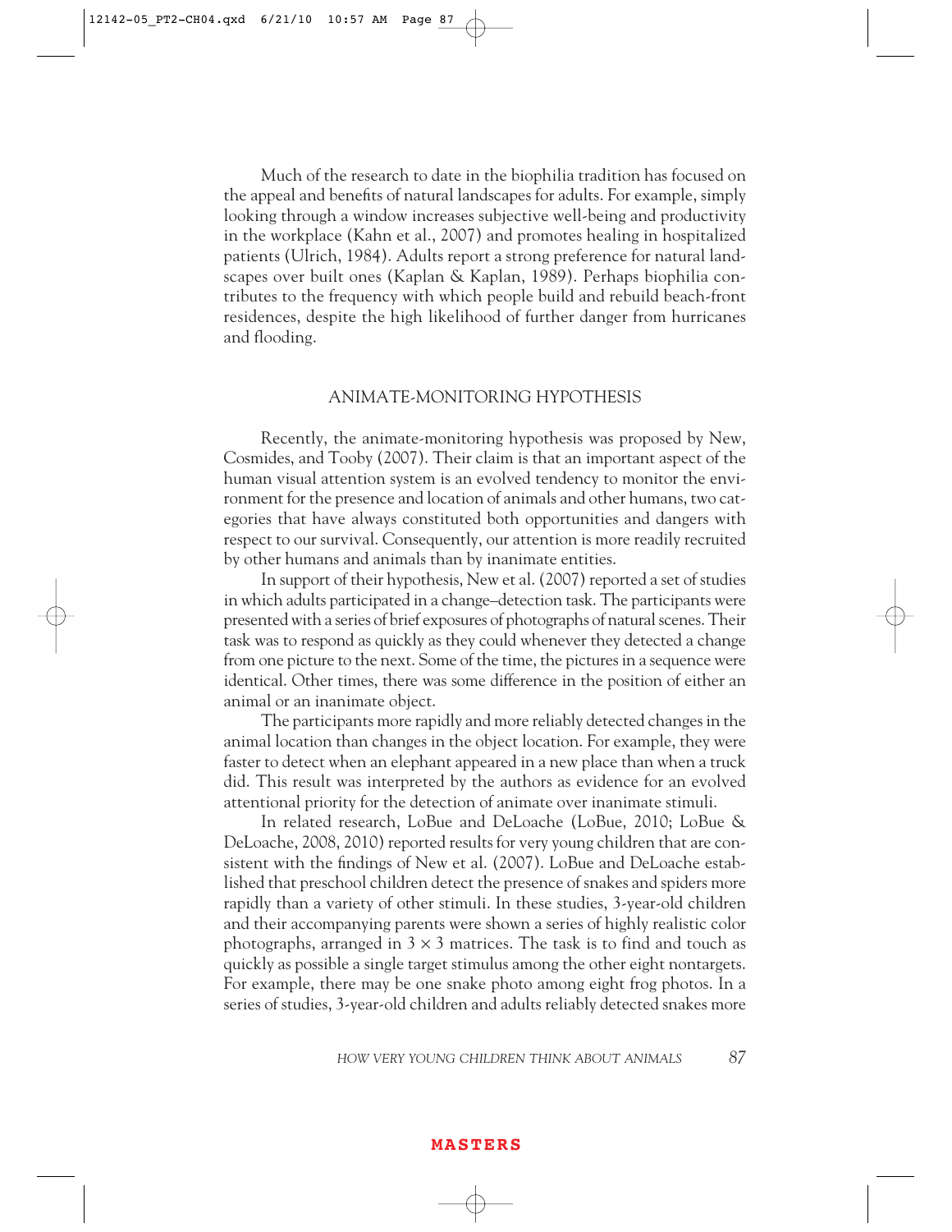Much of the research to date in the biophilia tradition has focused on the appeal and benefits of natural landscapes for adults. For example, simply looking through a window increases subjective well-being and productivity in the workplace (Kahn et al., 2007) and promotes healing in hospitalized patients (Ulrich, 1984). Adults report a strong preference for natural landscapes over built ones (Kaplan & Kaplan, 1989). Perhaps biophilia contributes to the frequency with which people build and rebuild beach-front residences, despite the high likelihood of further danger from hurricanes and flooding.

## ANIMATE-MONITORING HYPOTHESIS

Recently, the animate-monitoring hypothesis was proposed by New, Cosmides, and Tooby (2007). Their claim is that an important aspect of the human visual attention system is an evolved tendency to monitor the environment for the presence and location of animals and other humans, two categories that have always constituted both opportunities and dangers with respect to our survival. Consequently, our attention is more readily recruited by other humans and animals than by inanimate entities.

In support of their hypothesis, New et al. (2007) reported a set of studies in which adults participated in a change–detection task. The participants were presented with a series of brief exposures of photographs of natural scenes. Their task was to respond as quickly as they could whenever they detected a change from one picture to the next. Some of the time, the pictures in a sequence were identical. Other times, there was some difference in the position of either an animal or an inanimate object.

The participants more rapidly and more reliably detected changes in the animal location than changes in the object location. For example, they were faster to detect when an elephant appeared in a new place than when a truck did. This result was interpreted by the authors as evidence for an evolved attentional priority for the detection of animate over inanimate stimuli.

In related research, LoBue and DeLoache (LoBue, 2010; LoBue & DeLoache, 2008, 2010) reported results for very young children that are consistent with the findings of New et al. (2007). LoBue and DeLoache established that preschool children detect the presence of snakes and spiders more rapidly than a variety of other stimuli. In these studies, 3-year-old children and their accompanying parents were shown a series of highly realistic color photographs, arranged in $3 \times 3$ matrices. The task is to find and touch as quickly as possible a single target stimulus among the other eight nontargets. For example, there may be one snake photo among eight frog photos. In a series of studies, 3-year-old children and adults reliably detected snakes more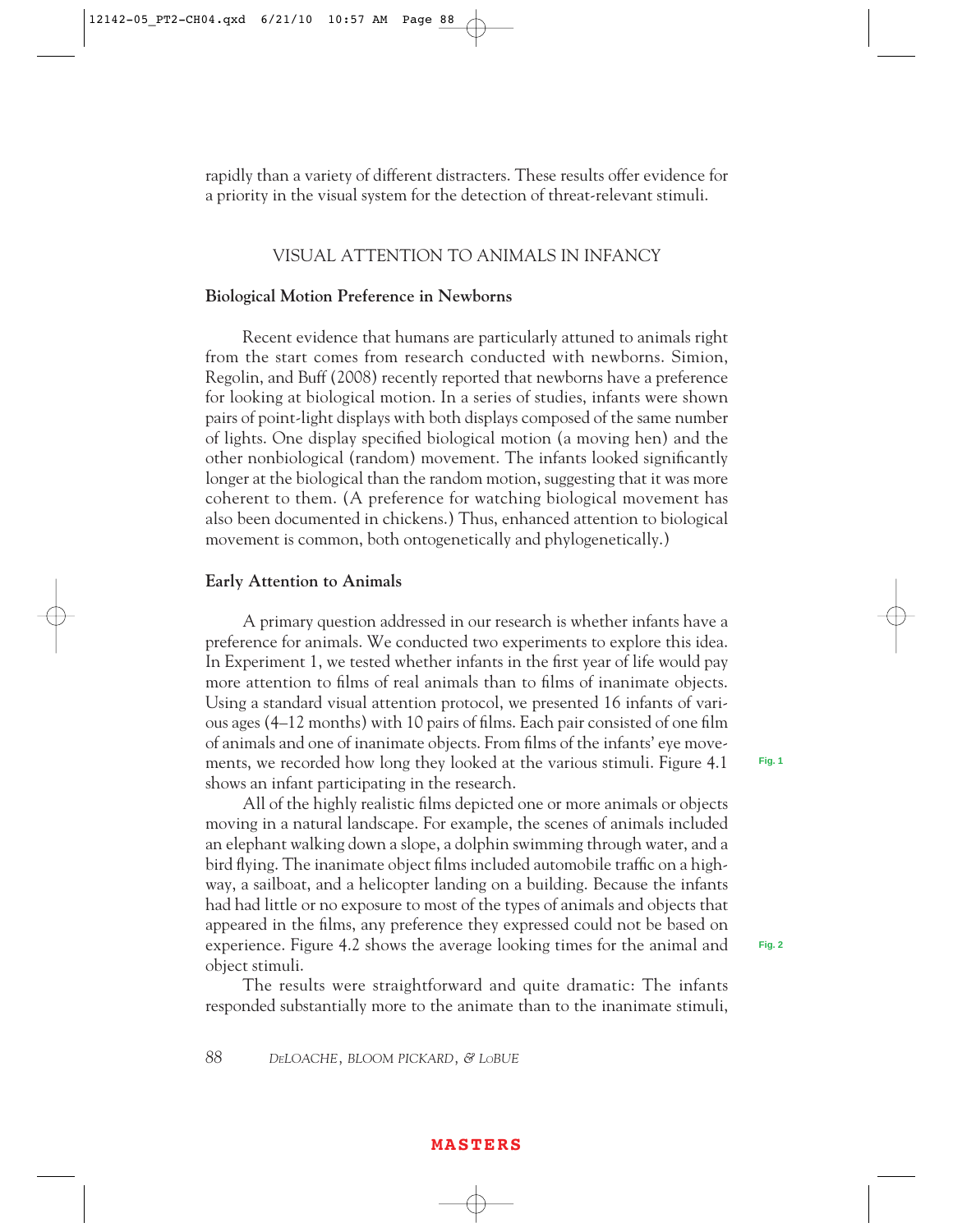rapidly than a variety of different distracters. These results offer evidence for a priority in the visual system for the detection of threat-relevant stimuli.

## VISUAL ATTENTION TO ANIMALS IN INFANCY

### Biological Motion Preference in Newborns

Recent evidence that humans are particularly attuned to animals right from the start comes from research conducted with newborns. Simion, Regolin, and Buff (2008) recently reported that newborns have a preference for looking at biological motion. In a series of studies, infants were shown pairs of point-light displays with both displays composed of the same number of lights. One display specified biological motion (a moving hen) and the other nonbiological (random) movement. The infants looked significantly longer at the biological than the random motion, suggesting that it was more coherent to them. (A preference for watching biological movement has also been documented in chickens.) Thus, enhanced attention to biological movement is common, both ontogenetically and phylogenetically.)

### Early Attention to Animals

A primary question addressed in our research is whether infants have a preference for animals. We conducted two experiments to explore this idea. In Experiment 1, we tested whether infants in the first year of life would pay more attention to films of real animals than to films of inanimate objects. Using a standard visual attention protocol, we presented 16 infants of various ages (4–12 months) with 10 pairs of films. Each pair consisted of one film of animals and one of inanimate objects. From films of the infants' eye movements, we recorded how long they looked at the various stimuli. Figure 4.1 shows an infant participating in the research.

All of the highly realistic films depicted one or more animals or objects moving in a natural landscape. For example, the scenes of animals included an elephant walking down a slope, a dolphin swimming through water, and a bird flying. The inanimate object films included automobile traffic on a highway, a sailboat, and a helicopter landing on a building. Because the infants had had little or no exposure to most of the types of animals and objects that appeared in the films, any preference they expressed could not be based on experience. Figure 4.2 shows the average looking times for the animal and object stimuli.

The results were straightforward and quite dramatic: The infants responded substantially more to the animate than to the inanimate stimuli,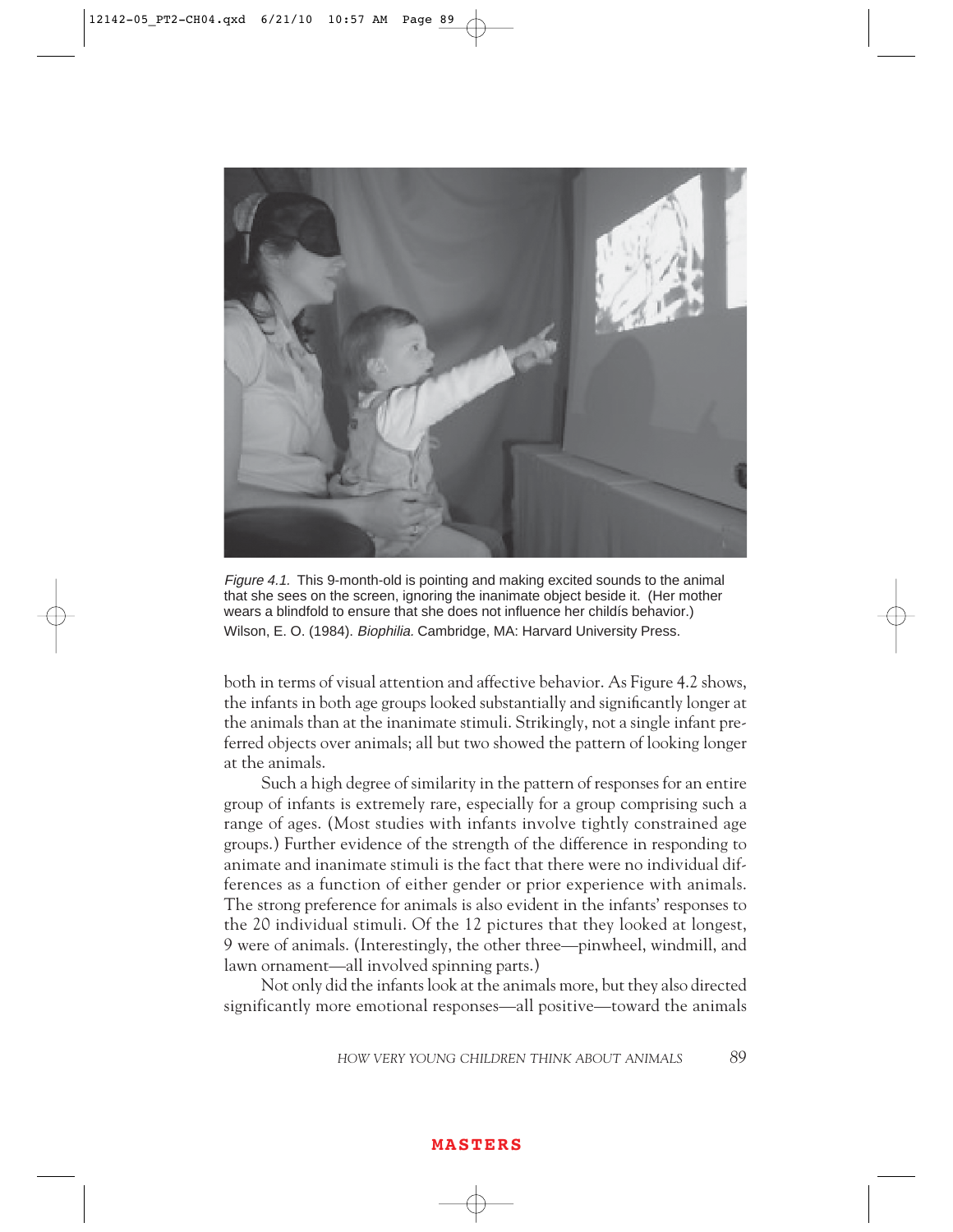*Figure 4.1.* This 9-month-old is pointing and making excited sounds to the animal that she sees on the screen, ignoring the inanimate object beside it. (Her mother wears a blindfold to ensure that she does not influence her childís behavior.)
Wilson, E. O. (1984). *Biophilia.* Cambridge, MA: Harvard University Press.

both in terms of visual attention and affective behavior. As Figure 4.2 shows, the infants in both age groups looked substantially and significantly longer at the animals than at the inanimate stimuli. Strikingly, not a single infant preferred objects over animals; all but two showed the pattern of looking longer at the animals.

Such a high degree of similarity in the pattern of responses for an entire group of infants is extremely rare, especially for a group comprising such a range of ages. (Most studies with infants involve tightly constrained age groups.) Further evidence of the strength of the difference in responding to animate and inanimate stimuli is the fact that there were no individual differences as a function of either gender or prior experience with animals. The strong preference for animals is also evident in the infants' responses to the 20 individual stimuli. Of the 12 pictures that they looked at longest, 9 were of animals. (Interestingly, the other three—pinwheel, windmill, and lawn ornament—all involved spinning parts.)

Not only did the infants look at the animals more, but they also directed significantly more emotional responses—all positive—toward the animals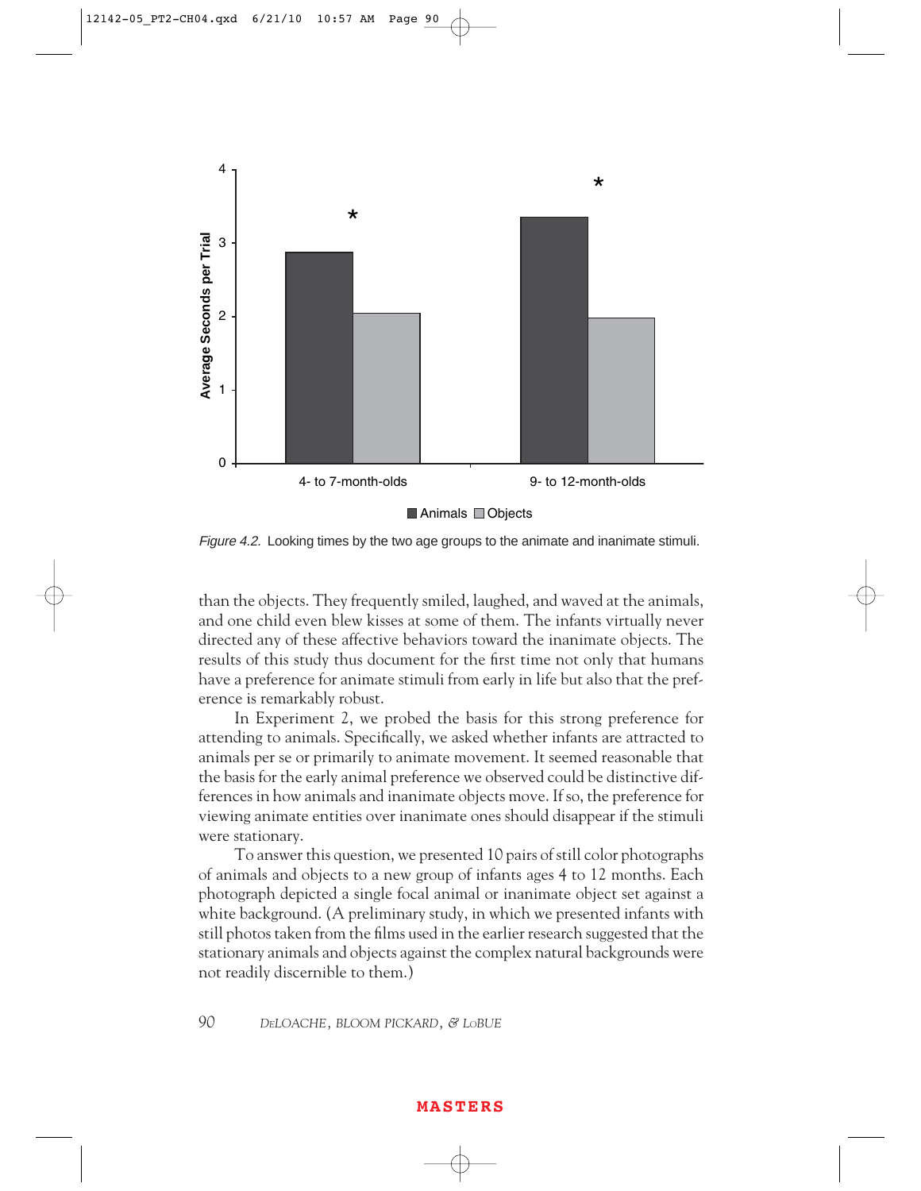Figure 4.2. Looking times by the two age groups to the animate and inanimate stimuli.

than the objects. They frequently smiled, laughed, and waved at the animals, and one child even blew kisses at some of them. The infants virtually never directed any of these affective behaviors toward the inanimate objects. The results of this study thus document for the first time not only that humans have a preference for animate stimuli from early in life but also that the preference is remarkably robust.

In Experiment 2, we probed the basis for this strong preference for attending to animals. Specifically, we asked whether infants are attracted to animals per se or primarily to animate movement. It seemed reasonable that the basis for the early animal preference we observed could be distinctive differences in how animals and inanimate objects move. If so, the preference for viewing animate entities over inanimate ones should disappear if the stimuli were stationary.

To answer this question, we presented 10 pairs of still color photographs of animals and objects to a new group of infants ages 4 to 12 months. Each photograph depicted a single focal animal or inanimate object set against a white background. (A preliminary study, in which we presented infants with still photos taken from the films used in the earlier research suggested that the stationary animals and objects against the complex natural backgrounds were not readily discernible to them.)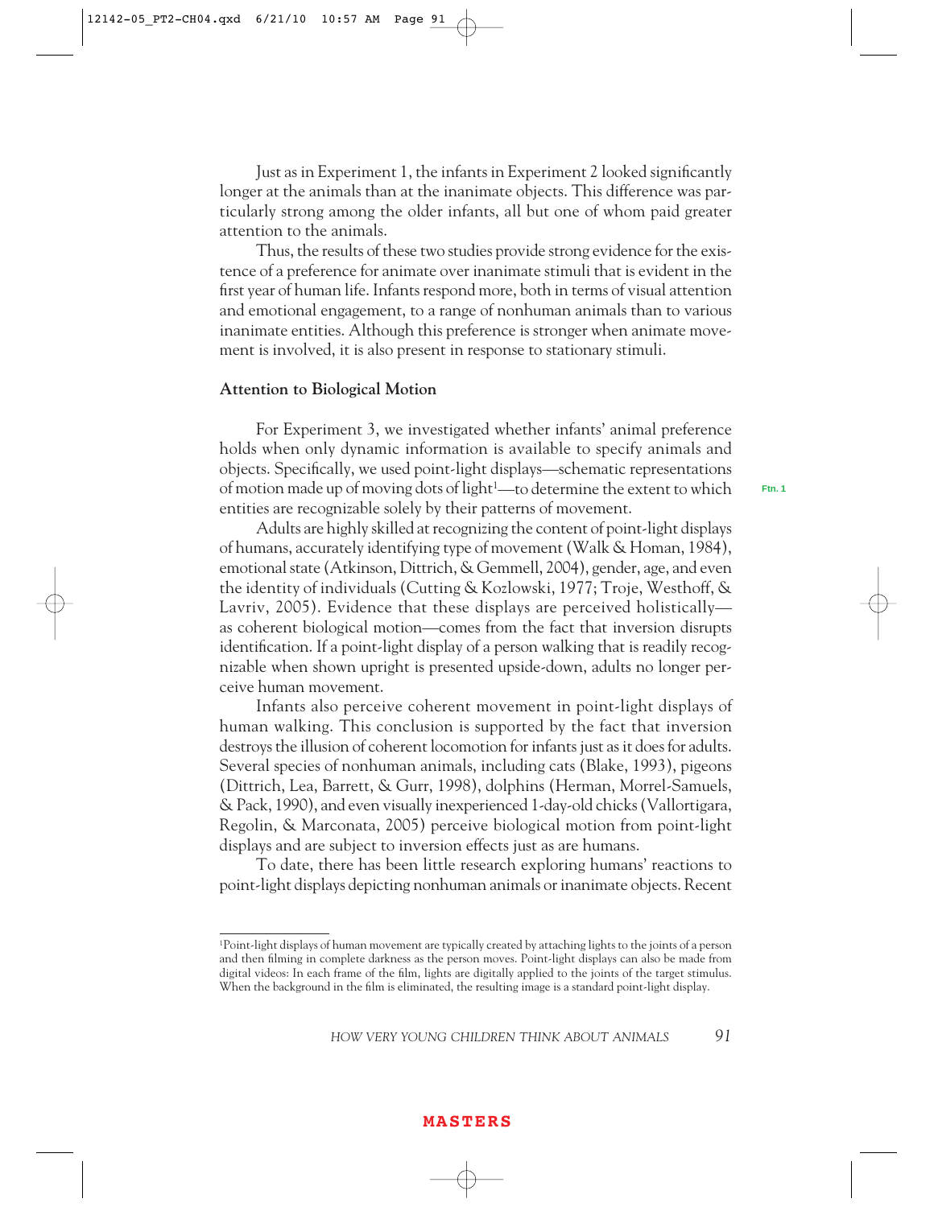Just as in Experiment 1, the infants in Experiment 2 looked significantly longer at the animals than at the inanimate objects. This difference was particularly strong among the older infants, all but one of whom paid greater attention to the animals.

Thus, the results of these two studies provide strong evidence for the existence of a preference for animate over inanimate stimuli that is evident in the first year of human life. Infants respond more, both in terms of visual attention and emotional engagement, to a range of nonhuman animals than to various inanimate entities. Although this preference is stronger when animate movement is involved, it is also present in response to stationary stimuli.

### Attention to Biological Motion

For Experiment 3, we investigated whether infants' animal preference holds when only dynamic information is available to specify animals and objects. Specifically, we used point-light displays—schematic representations of motion made up of moving dots of light[1]—to determine the extent to which entities are recognizable solely by their patterns of movement.

Adults are highly skilled at recognizing the content of point-light displays of humans, accurately identifying type of movement (Walk & Homan, 1984), emotional state (Atkinson, Dittrich, & Gemmell, 2004), gender, age, and even the identity of individuals (Cutting & Kozlowski, 1977; Troje, Westhoff, & Lavriv, 2005). Evidence that these displays are perceived holistically—as coherent biological motion—comes from the fact that inversion disrupts identification. If a point-light display of a person walking that is readily recognizable when shown upright is presented upside-down, adults no longer perceive human movement.

Infants also perceive coherent movement in point-light displays of human walking. This conclusion is supported by the fact that inversion destroys the illusion of coherent locomotion for infants just as it does for adults. Several species of nonhuman animals, including cats (Blake, 1993), pigeons (Dittrich, Lea, Barrett, & Gurr, 1998), dolphins (Herman, Morrel-Samuels, & Pack, 1990), and even visually inexperienced 1-day-old chicks (Vallortigara, Regolin, & Marconata, 2005) perceive biological motion from point-light displays and are subject to inversion effects just as are humans.

To date, there has been little research exploring humans' reactions to point-light displays depicting nonhuman animals or inanimate objects. Recent

[1] Point-light displays of human movement are typically created by attaching lights to the joints of a person and then filming in complete darkness as the person moves. Point-light displays can also be made from digital videos: In each frame of the film, lights are digitally applied to the joints of the target stimulus. When the background in the film is eliminated, the resulting image is a standard point-light display.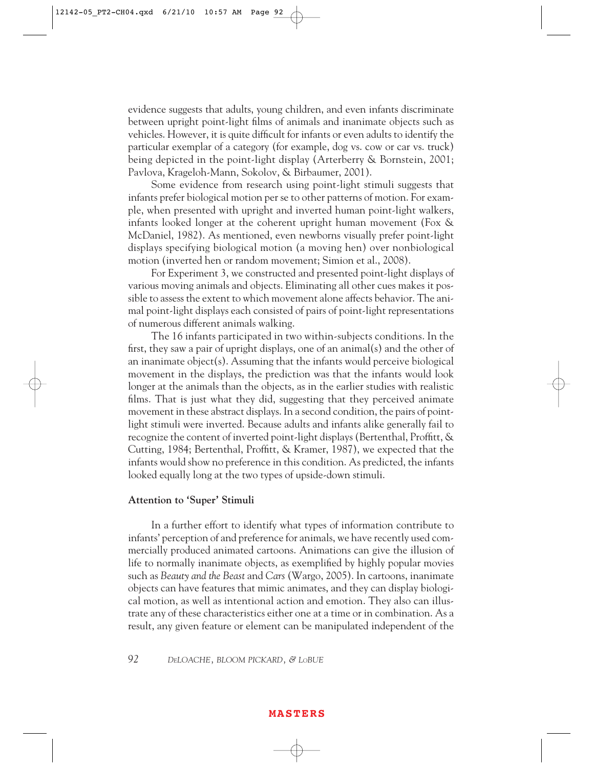evidence suggests that adults, young children, and even infants discriminate between upright point-light films of animals and inanimate objects such as vehicles. However, it is quite difficult for infants or even adults to identify the particular exemplar of a category (for example, dog vs. cow or car vs. truck) being depicted in the point-light display (Arterberry & Bornstein, 2001; Pavlova, Krageloh-Mann, Sokolov, & Birbaumer, 2001).

Some evidence from research using point-light stimuli suggests that infants prefer biological motion per se to other patterns of motion. For example, when presented with upright and inverted human point-light walkers, infants looked longer at the coherent upright human movement (Fox & McDaniel, 1982). As mentioned, even newborns visually prefer point-light displays specifying biological motion (a moving hen) over nonbiological motion (inverted hen or random movement; Simion et al., 2008).

For Experiment 3, we constructed and presented point-light displays of various moving animals and objects. Eliminating all other cues makes it possible to assess the extent to which movement alone affects behavior. The animal point-light displays each consisted of pairs of point-light representations of numerous different animals walking.

The 16 infants participated in two within-subjects conditions. In the first, they saw a pair of upright displays, one of an animal(s) and the other of an inanimate object(s). Assuming that the infants would perceive biological movement in the displays, the prediction was that the infants would look longer at the animals than the objects, as in the earlier studies with realistic films. That is just what they did, suggesting that they perceived animate movement in these abstract displays. In a second condition, the pairs of point-light stimuli were inverted. Because adults and infants alike generally fail to recognize the content of inverted point-light displays (Bertenthal, Proffitt, & Cutting, 1984; Bertenthal, Proffitt, & Kramer, 1987), we expected that the infants would show no preference in this condition. As predicted, the infants looked equally long at the two types of upside-down stimuli.

### Attention to 'Super' Stimuli

In a further effort to identify what types of information contribute to infants' perception of and preference for animals, we have recently used commercially produced animated cartoons. Animations can give the illusion of life to normally inanimate objects, as exemplified by highly popular movies such as *Beauty and the Beast* and *Cars* (Wargo, 2005). In cartoons, inanimate objects can have features that mimic animates, and they can display biological motion, as well as intentional action and emotion. They also can illustrate any of these characteristics either one at a time or in combination. As a result, any given feature or element can be manipulated independent of the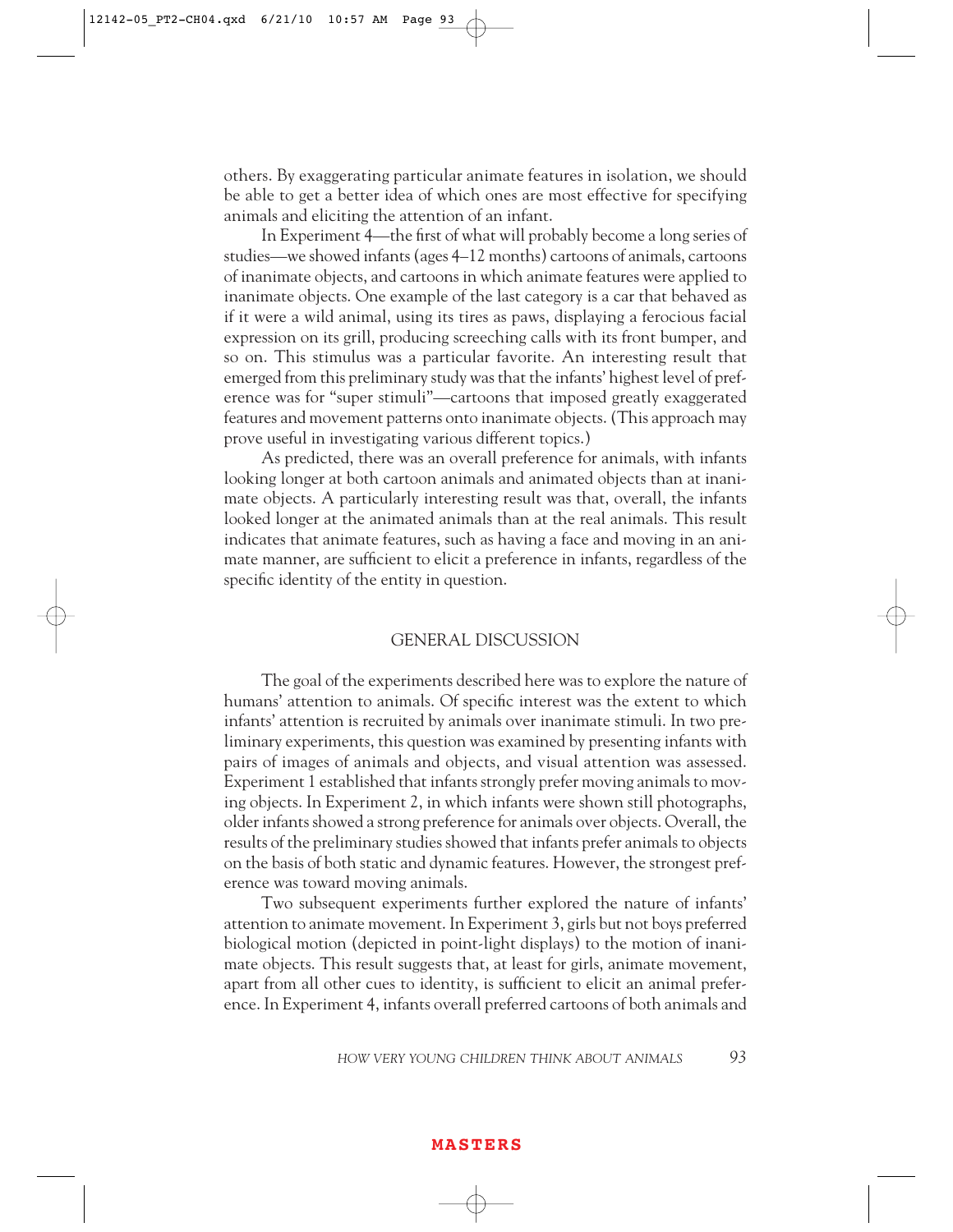others. By exaggerating particular animate features in isolation, we should be able to get a better idea of which ones are most effective for specifying animals and eliciting the attention of an infant.

In Experiment 4—the first of what will probably become a long series of studies—we showed infants (ages 4–12 months) cartoons of animals, cartoons of inanimate objects, and cartoons in which animate features were applied to inanimate objects. One example of the last category is a car that behaved as if it were a wild animal, using its tires as paws, displaying a ferocious facial expression on its grill, producing screeching calls with its front bumper, and so on. This stimulus was a particular favorite. An interesting result that emerged from this preliminary study was that the infants' highest level of preference was for "super stimuli"—cartoons that imposed greatly exaggerated features and movement patterns onto inanimate objects. (This approach may prove useful in investigating various different topics.)

As predicted, there was an overall preference for animals, with infants looking longer at both cartoon animals and animated objects than at inanimate objects. A particularly interesting result was that, overall, the infants looked longer at the animated animals than at the real animals. This result indicates that animate features, such as having a face and moving in an animate manner, are sufficient to elicit a preference in infants, regardless of the specific identity of the entity in question.

## GENERAL DISCUSSION

The goal of the experiments described here was to explore the nature of humans' attention to animals. Of specific interest was the extent to which infants' attention is recruited by animals over inanimate stimuli. In two preliminary experiments, this question was examined by presenting infants with pairs of images of animals and objects, and visual attention was assessed. Experiment 1 established that infants strongly prefer moving animals to moving objects. In Experiment 2, in which infants were shown still photographs, older infants showed a strong preference for animals over objects. Overall, the results of the preliminary studies showed that infants prefer animals to objects on the basis of both static and dynamic features. However, the strongest preference was toward moving animals.

Two subsequent experiments further explored the nature of infants' attention to animate movement. In Experiment 3, girls but not boys preferred biological motion (depicted in point-light displays) to the motion of inanimate objects. This result suggests that, at least for girls, animate movement, apart from all other cues to identity, is sufficient to elicit an animal preference. In Experiment 4, infants overall preferred cartoons of both animals and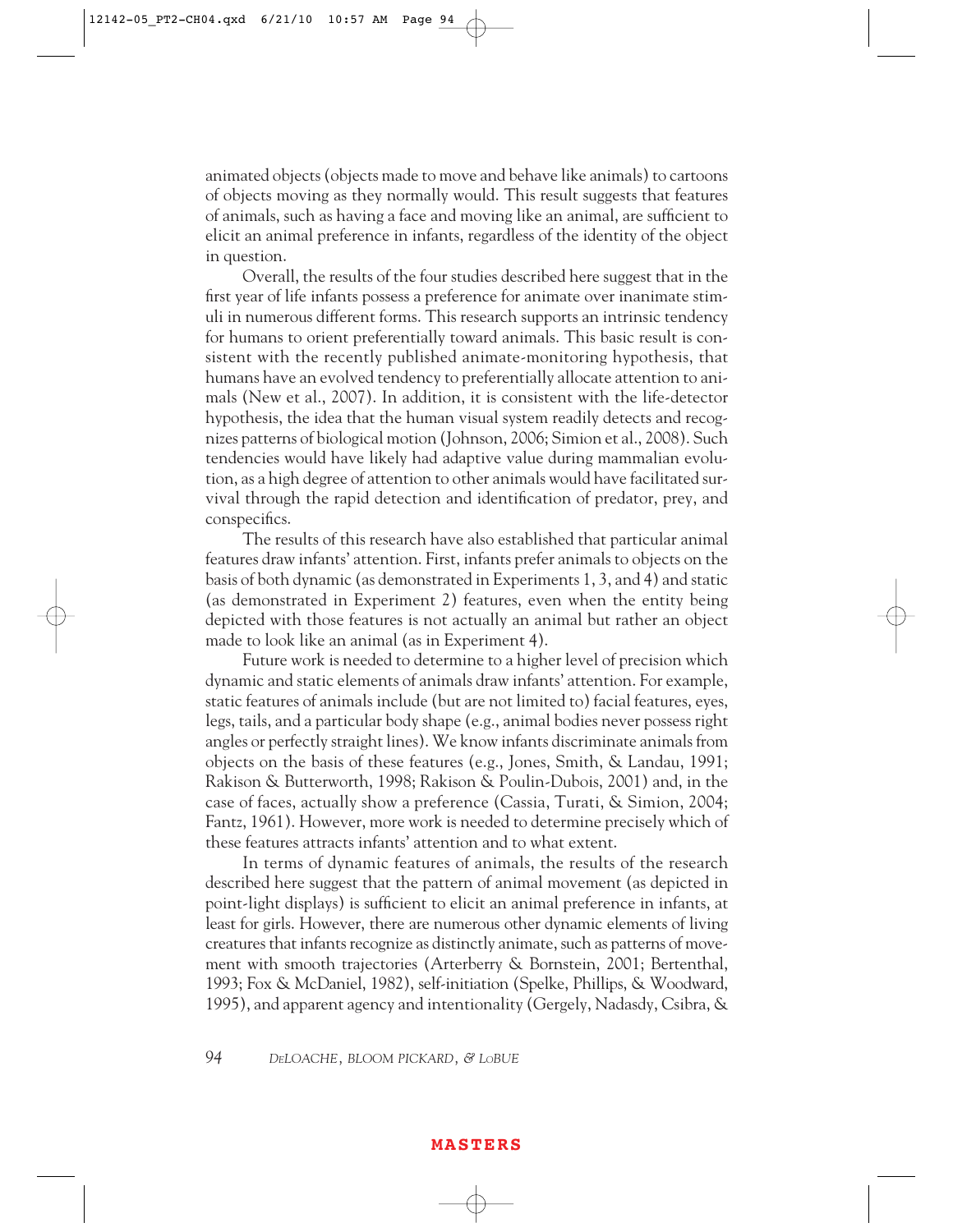animated objects (objects made to move and behave like animals) to cartoons of objects moving as they normally would. This result suggests that features of animals, such as having a face and moving like an animal, are sufficient to elicit an animal preference in infants, regardless of the identity of the object in question.

Overall, the results of the four studies described here suggest that in the first year of life infants possess a preference for animate over inanimate stimuli in numerous different forms. This research supports an intrinsic tendency for humans to orient preferentially toward animals. This basic result is consistent with the recently published animate-monitoring hypothesis, that humans have an evolved tendency to preferentially allocate attention to animals (New et al., 2007). In addition, it is consistent with the life-detector hypothesis, the idea that the human visual system readily detects and recognizes patterns of biological motion (Johnson, 2006; Simion et al., 2008). Such tendencies would have likely had adaptive value during mammalian evolution, as a high degree of attention to other animals would have facilitated survival through the rapid detection and identification of predator, prey, and conspecifics.

The results of this research have also established that particular animal features draw infants' attention. First, infants prefer animals to objects on the basis of both dynamic (as demonstrated in Experiments 1, 3, and 4) and static (as demonstrated in Experiment 2) features, even when the entity being depicted with those features is not actually an animal but rather an object made to look like an animal (as in Experiment 4).

Future work is needed to determine to a higher level of precision which dynamic and static elements of animals draw infants' attention. For example, static features of animals include (but are not limited to) facial features, eyes, legs, tails, and a particular body shape (e.g., animal bodies never possess right angles or perfectly straight lines). We know infants discriminate animals from objects on the basis of these features (e.g., Jones, Smith, & Landau, 1991; Rakison & Butterworth, 1998; Rakison & Poulin-Dubois, 2001) and, in the case of faces, actually show a preference (Cassia, Turati, & Simion, 2004; Fantz, 1961). However, more work is needed to determine precisely which of these features attracts infants' attention and to what extent.

In terms of dynamic features of animals, the results of the research described here suggest that the pattern of animal movement (as depicted in point-light displays) is sufficient to elicit an animal preference in infants, at least for girls. However, there are numerous other dynamic elements of living creatures that infants recognize as distinctly animate, such as patterns of movement with smooth trajectories (Arterberry & Bornstein, 2001; Bertenthal, 1993; Fox & McDaniel, 1982), self-initiation (Spelke, Phillips, & Woodward, 1995), and apparent agency and intentionality (Gergely, Nadasdy, Csibra, &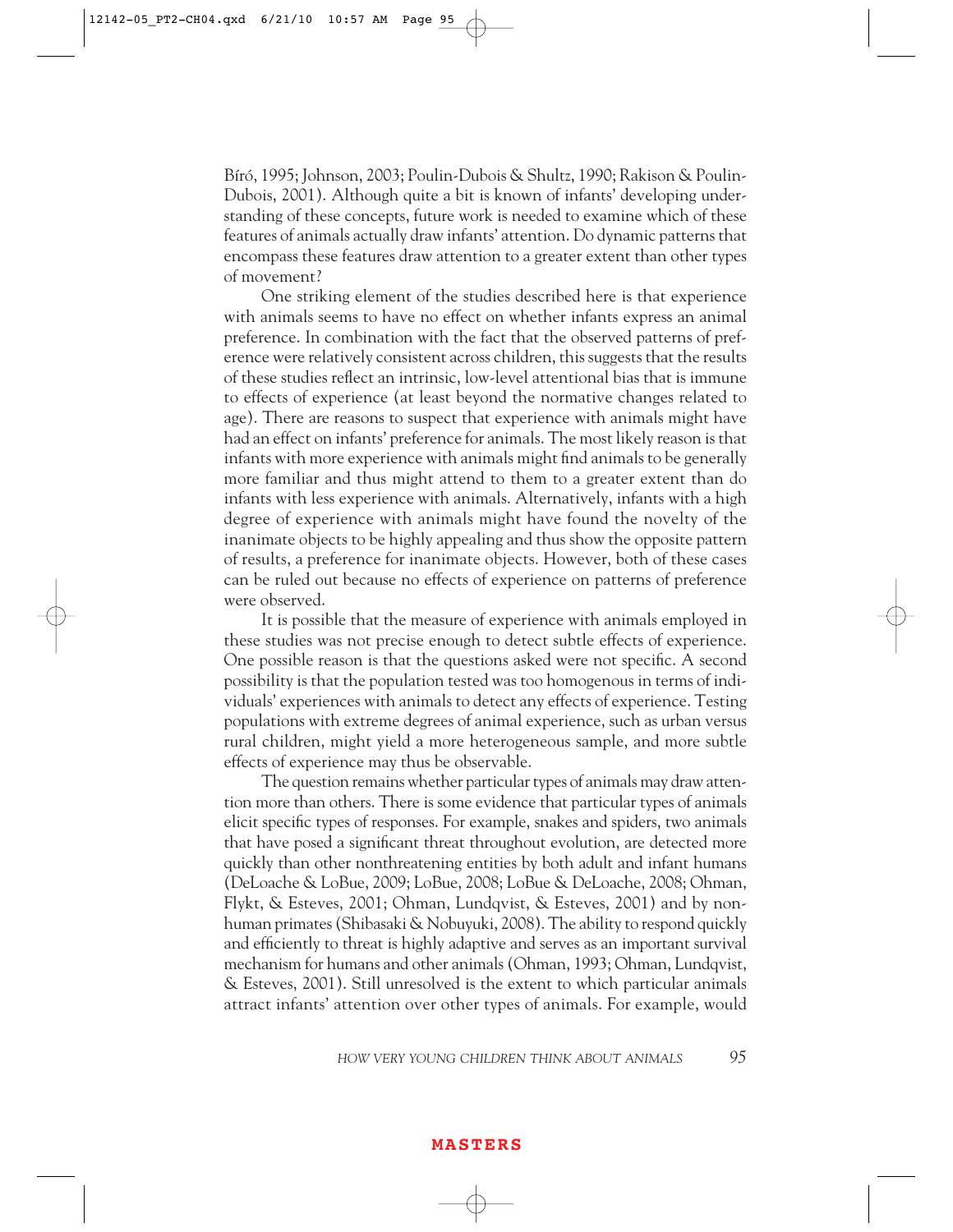Bíró, 1995; Johnson, 2003; Poulin-Dubois & Shultz, 1990; Rakison & Poulin-Dubois, 2001). Although quite a bit is known of infants' developing understanding of these concepts, future work is needed to examine which of these features of animals actually draw infants' attention. Do dynamic patterns that encompass these features draw attention to a greater extent than other types of movement?

One striking element of the studies described here is that experience with animals seems to have no effect on whether infants express an animal preference. In combination with the fact that the observed patterns of preference were relatively consistent across children, this suggests that the results of these studies reflect an intrinsic, low-level attentional bias that is immune to effects of experience (at least beyond the normative changes related to age). There are reasons to suspect that experience with animals might have had an effect on infants' preference for animals. The most likely reason is that infants with more experience with animals might find animals to be generally more familiar and thus might attend to them to a greater extent than do infants with less experience with animals. Alternatively, infants with a high degree of experience with animals might have found the novelty of the inanimate objects to be highly appealing and thus show the opposite pattern of results, a preference for inanimate objects. However, both of these cases can be ruled out because no effects of experience on patterns of preference were observed.

It is possible that the measure of experience with animals employed in these studies was not precise enough to detect subtle effects of experience. One possible reason is that the questions asked were not specific. A second possibility is that the population tested was too homogenous in terms of individuals' experiences with animals to detect any effects of experience. Testing populations with extreme degrees of animal experience, such as urban versus rural children, might yield a more heterogeneous sample, and more subtle effects of experience may thus be observable.

The question remains whether particular types of animals may draw attention more than others. There is some evidence that particular types of animals elicit specific types of responses. For example, snakes and spiders, two animals that have posed a significant threat throughout evolution, are detected more quickly than other nonthreatening entities by both adult and infant humans (DeLoache & LoBue, 2009; LoBue, 2008; LoBue & DeLoache, 2008; Ohman, Flykt, & Esteves, 2001; Ohman, Lundqvist, & Esteves, 2001) and by nonhuman primates (Shibasaki & Nobuyuki, 2008). The ability to respond quickly and efficiently to threat is highly adaptive and serves as an important survival mechanism for humans and other animals (Ohman, 1993; Ohman, Lundqvist, & Esteves, 2001). Still unresolved is the extent to which particular animals attract infants' attention over other types of animals. For example, would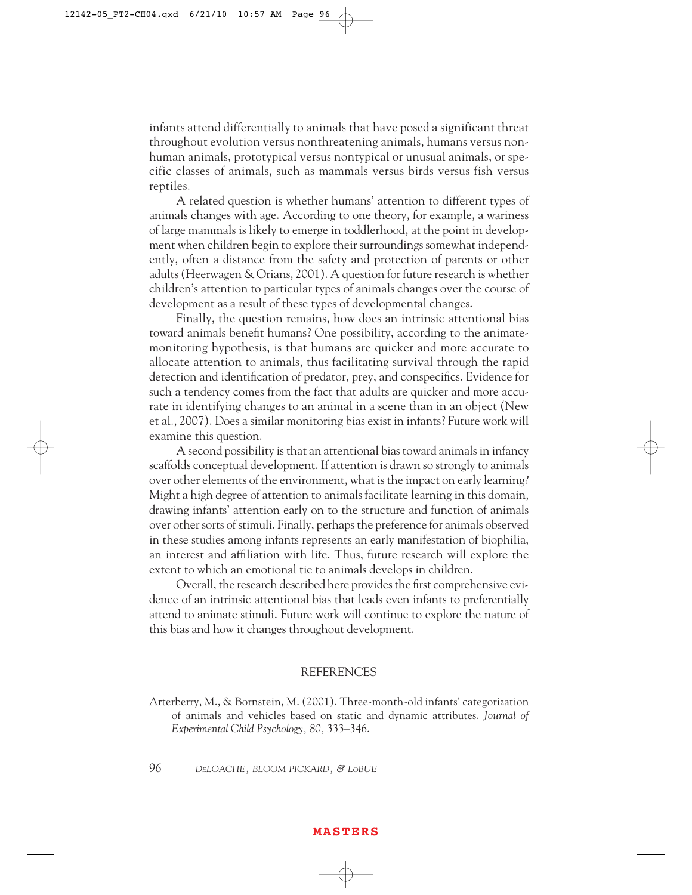infants attend differentially to animals that have posed a significant threat throughout evolution versus nonthreatening animals, humans versus nonhuman animals, prototypical versus nontypical or unusual animals, or specific classes of animals, such as mammals versus birds versus fish versus reptiles.

A related question is whether humans' attention to different types of animals changes with age. According to one theory, for example, a wariness of large mammals is likely to emerge in toddlerhood, at the point in development when children begin to explore their surroundings somewhat independently, often a distance from the safety and protection of parents or other adults (Heerwagen & Orians, 2001). A question for future research is whether children's attention to particular types of animals changes over the course of development as a result of these types of developmental changes.

Finally, the question remains, how does an intrinsic attentional bias toward animals benefit humans? One possibility, according to the animate-monitoring hypothesis, is that humans are quicker and more accurate to allocate attention to animals, thus facilitating survival through the rapid detection and identification of predator, prey, and conspecifics. Evidence for such a tendency comes from the fact that adults are quicker and more accurate in identifying changes to an animal in a scene than in an object (New et al., 2007). Does a similar monitoring bias exist in infants? Future work will examine this question.

A second possibility is that an attentional bias toward animals in infancy scaffolds conceptual development. If attention is drawn so strongly to animals over other elements of the environment, what is the impact on early learning? Might a high degree of attention to animals facilitate learning in this domain, drawing infants' attention early on to the structure and function of animals over other sorts of stimuli. Finally, perhaps the preference for animals observed in these studies among infants represents an early manifestation of biophilia, an interest and affiliation with life. Thus, future research will explore the extent to which an emotional tie to animals develops in children.

Overall, the research described here provides the first comprehensive evidence of an intrinsic attentional bias that leads even infants to preferentially attend to animate stimuli. Future work will continue to explore the nature of this bias and how it changes throughout development.

## REFERENCES

Arterberry, M., & Bornstein, M. (2001). Three-month-old infants' categorization of animals and vehicles based on static and dynamic attributes. *Journal of Experimental Child Psychology, 80,* 333–346.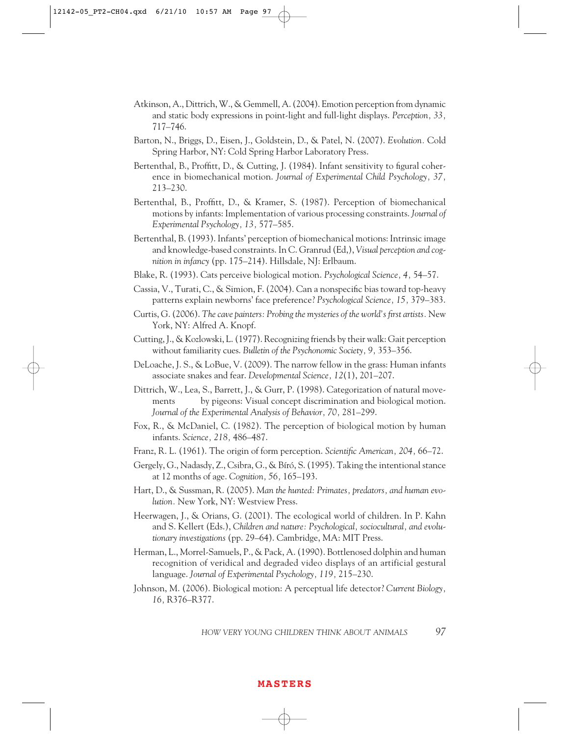Atkinson, A., Dittrich, W., & Gemmell, A. (2004). Emotion perception from dynamic and static body expressions in point-light and full-light displays. *Perception, 33,* 717–746.

Barton, N., Briggs, D., Eisen, J., Goldstein, D., & Patel, N. (2007). *Evolution.* Cold Spring Harbor, NY: Cold Spring Harbor Laboratory Press.

Bertenthal, B., Proffitt, D., & Cutting, J. (1984). Infant sensitivity to figural coherence in biomechanical motion. *Journal of Experimental Child Psychology, 37,* 213–230.

Bertenthal, B., Proffitt, D., & Kramer, S. (1987). Perception of biomechanical motions by infants: Implementation of various processing constraints. *Journal of Experimental Psychology, 13,* 577–585.

Bertenthal, B. (1993). Infants' perception of biomechanical motions: Intrinsic image and knowledge-based constraints. In C. Granrud (Ed,), *Visual perception and cognition in infancy* (pp. 175–214). Hillsdale, NJ: Erlbaum.

Blake, R. (1993). Cats perceive biological motion. *Psychological Science, 4,* 54–57.

Cassia, V., Turati, C., & Simion, F. (2004). Can a nonspecific bias toward top-heavy patterns explain newborns' face preference? *Psychological Science, 15,* 379–383.

Curtis, G. (2006). *The cave painters: Probing the mysteries of the world's first artists.* New York, NY: Alfred A. Knopf.

Cutting, J., & Kozlowski, L. (1977). Recognizing friends by their walk: Gait perception without familiarity cues. *Bulletin of the Psychonomic Society, 9,* 353–356.

DeLoache, J. S., & LoBue, V. (2009). The narrow fellow in the grass: Human infants associate snakes and fear. *Developmental Science, 12*(1), 201–207.

Dittrich, W., Lea, S., Barrett, J., & Gurr, P. (1998). Categorization of natural movements by pigeons: Visual concept discrimination and biological motion. *Journal of the Experimental Analysis of Behavior, 70,* 281–299.

Fox, R., & McDaniel, C. (1982). The perception of biological motion by human infants. *Science, 218,* 486–487.

Franz, R. L. (1961). The origin of form perception. *Scientific American, 204,* 66–72.

Gergely, G., Nadasdy, Z., Csibra, G., & Bíró, S. (1995). Taking the intentional stance at 12 months of age. *Cognition, 56,* 165–193.

Hart, D., & Sussman, R. (2005). *Man the hunted: Primates, predators, and human evolution.* New York, NY: Westview Press.

Heerwagen, J., & Orians, G. (2001). The ecological world of children. In P. Kahn and S. Kellert (Eds.), *Children and nature: Psychological, sociocultural, and evolutionary investigations* (pp. 29–64). Cambridge, MA: MIT Press.

Herman, L., Morrel-Samuels, P., & Pack, A. (1990). Bottlenosed dolphin and human recognition of veridical and degraded video displays of an artificial gestural language. *Journal of Experimental Psychology, 119,* 215–230.

Johnson, M. (2006). Biological motion: A perceptual life detector? *Current Biology, 16,* R376–R377.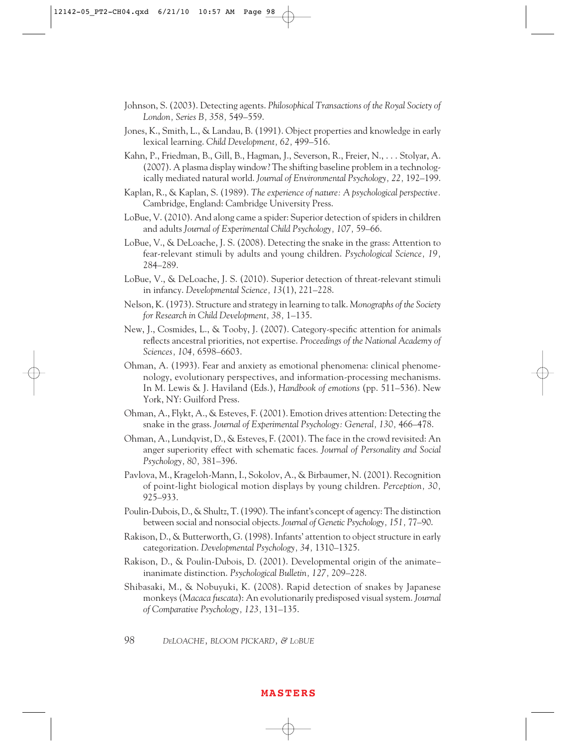Johnson, S. (2003). Detecting agents. *Philosophical Transactions of the Royal Society of London, Series B, 358,* 549–559.

Jones, K., Smith, L., & Landau, B. (1991). Object properties and knowledge in early lexical learning. *Child Development, 62,* 499–516.

Kahn, P., Friedman, B., Gill, B., Hagman, J., Severson, R., Freier, N., . . . Stolyar, A. (2007). A plasma display window? The shifting baseline problem in a technologically mediated natural world. *Journal of Environmental Psychology, 22,* 192–199.

Kaplan, R., & Kaplan, S. (1989). *The experience of nature: A psychological perspective.* Cambridge, England: Cambridge University Press.

LoBue, V. (2010). And along came a spider: Superior detection of spiders in children and adults *Journal of Experimental Child Psychology, 107,* 59–66.

LoBue, V., & DeLoache, J. S. (2008). Detecting the snake in the grass: Attention to fear-relevant stimuli by adults and young children. *Psychological Science, 19,* 284–289.

LoBue, V., & DeLoache, J. S. (2010). Superior detection of threat-relevant stimuli in infancy. *Developmental Science, 13*(1), 221–228.

Nelson, K. (1973). Structure and strategy in learning to talk. *Monographs of the Society for Research in Child Development, 38,* 1–135.

New, J., Cosmides, L., & Tooby, J. (2007). Category-specific attention for animals reflects ancestral priorities, not expertise. *Proceedings of the National Academy of Sciences, 104,* 6598–6603.

Ohman, A. (1993). Fear and anxiety as emotional phenomena: clinical phenomenology, evolutionary perspectives, and information-processing mechanisms. In M. Lewis & J. Haviland (Eds.), *Handbook of emotions* (pp. 511–536). New York, NY: Guilford Press.

Ohman, A., Flykt, A., & Esteves, F. (2001). Emotion drives attention: Detecting the snake in the grass. *Journal of Experimental Psychology: General, 130,* 466–478.

Ohman, A., Lundqvist, D., & Esteves, F. (2001). The face in the crowd revisited: An anger superiority effect with schematic faces. *Journal of Personality and Social Psychology, 80,* 381–396.

Pavlova, M., Krageloh-Mann, I., Sokolov, A., & Birbaumer, N. (2001). Recognition of point-light biological motion displays by young children. *Perception, 30,* 925–933.

Poulin-Dubois, D., & Shultz, T. (1990). The infant's concept of agency: The distinction between social and nonsocial objects. *Journal of Genetic Psychology, 151,* 77–90.

Rakison, D., & Butterworth, G. (1998). Infants' attention to object structure in early categorization. *Developmental Psychology, 34,* 1310–1325.

Rakison, D., & Poulin-Dubois, D. (2001). Developmental origin of the animate–inanimate distinction. *Psychological Bulletin, 127,* 209–228.

Shibasaki, M., & Nobuyuki, K. (2008). Rapid detection of snakes by Japanese monkeys (*Macaca fuscata*): An evolutionarily predisposed visual system. *Journal of Comparative Psychology, 123,* 131–135.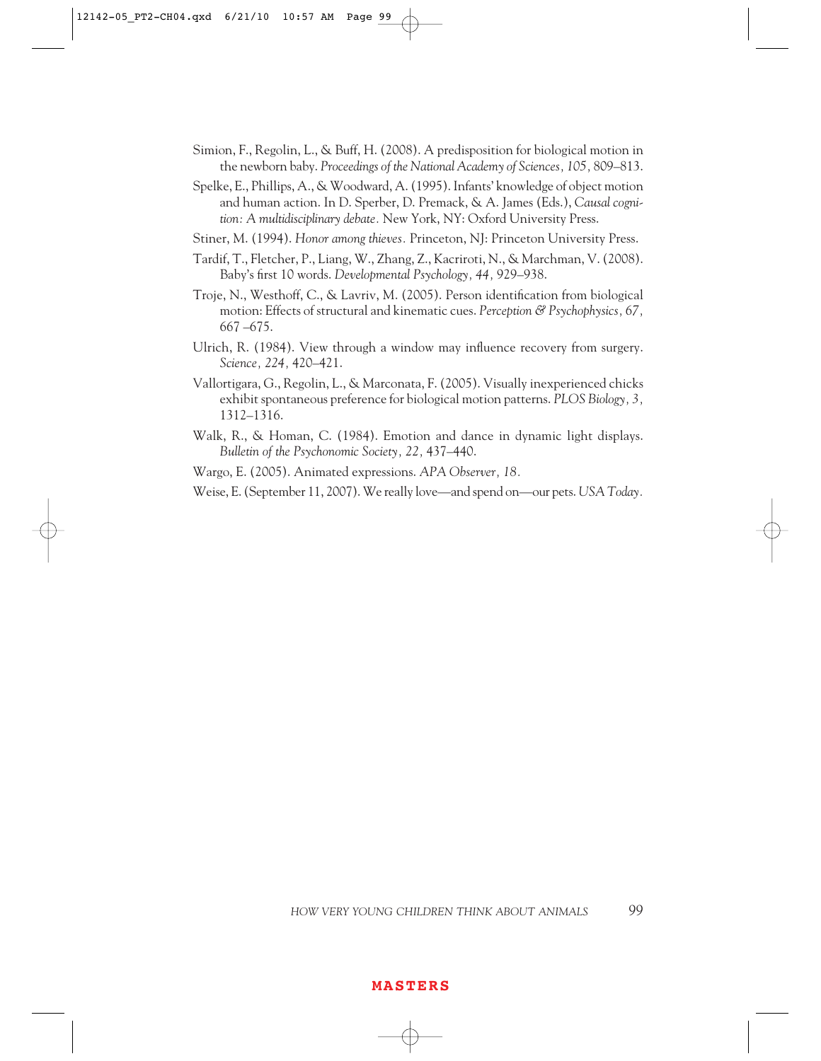Simion, F., Regolin, L., & Buff, H. (2008). A predisposition for biological motion in the newborn baby. *Proceedings of the National Academy of Sciences, 105,* 809–813.

Spelke, E., Phillips, A., & Woodward, A. (1995). Infants' knowledge of object motion and human action. In D. Sperber, D. Premack, & A. James (Eds.), *Causal cognition: A multidisciplinary debate.* New York, NY: Oxford University Press.

Stiner, M. (1994). *Honor among thieves.* Princeton, NJ: Princeton University Press.

Tardif, T., Fletcher, P., Liang, W., Zhang, Z., Kacriroti, N., & Marchman, V. (2008). Baby's first 10 words. *Developmental Psychology, 44,* 929–938.

Troje, N., Westhoff, C., & Lavriv, M. (2005). Person identification from biological motion: Effects of structural and kinematic cues. *Perception & Psychophysics, 67,* 667 –675.

Ulrich, R. (1984). View through a window may influence recovery from surgery. *Science, 224,* 420–421.

Vallortigara, G., Regolin, L., & Marconata, F. (2005). Visually inexperienced chicks exhibit spontaneous preference for biological motion patterns. *PLOS Biology, 3,* 1312–1316.

Walk, R., & Homan, C. (1984). Emotion and dance in dynamic light displays. *Bulletin of the Psychonomic Society, 22,* 437–440.

Wargo, E. (2005). Animated expressions. *APA Observer, 18.*

Weise, E. (September 11, 2007). We really love—and spend on—our pets. *USA Today*.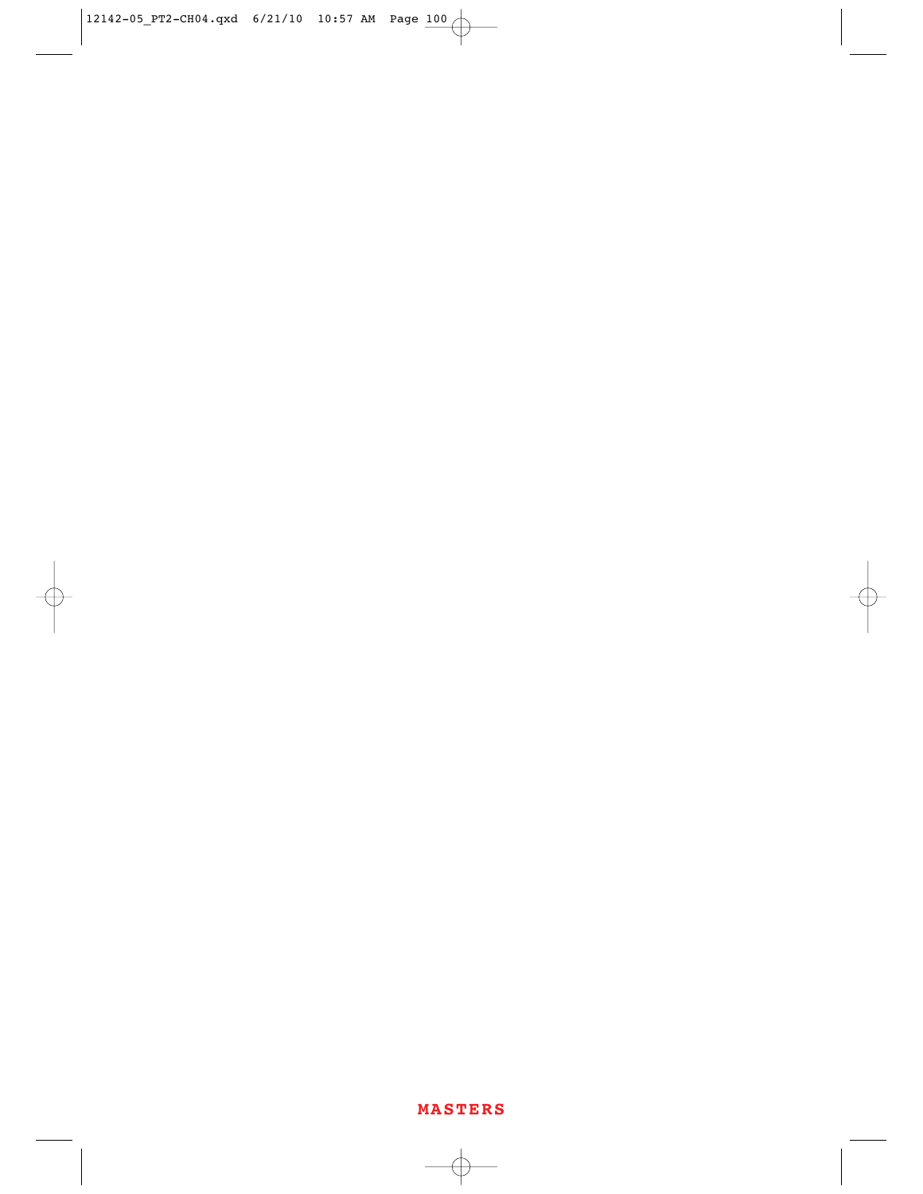MASTERS